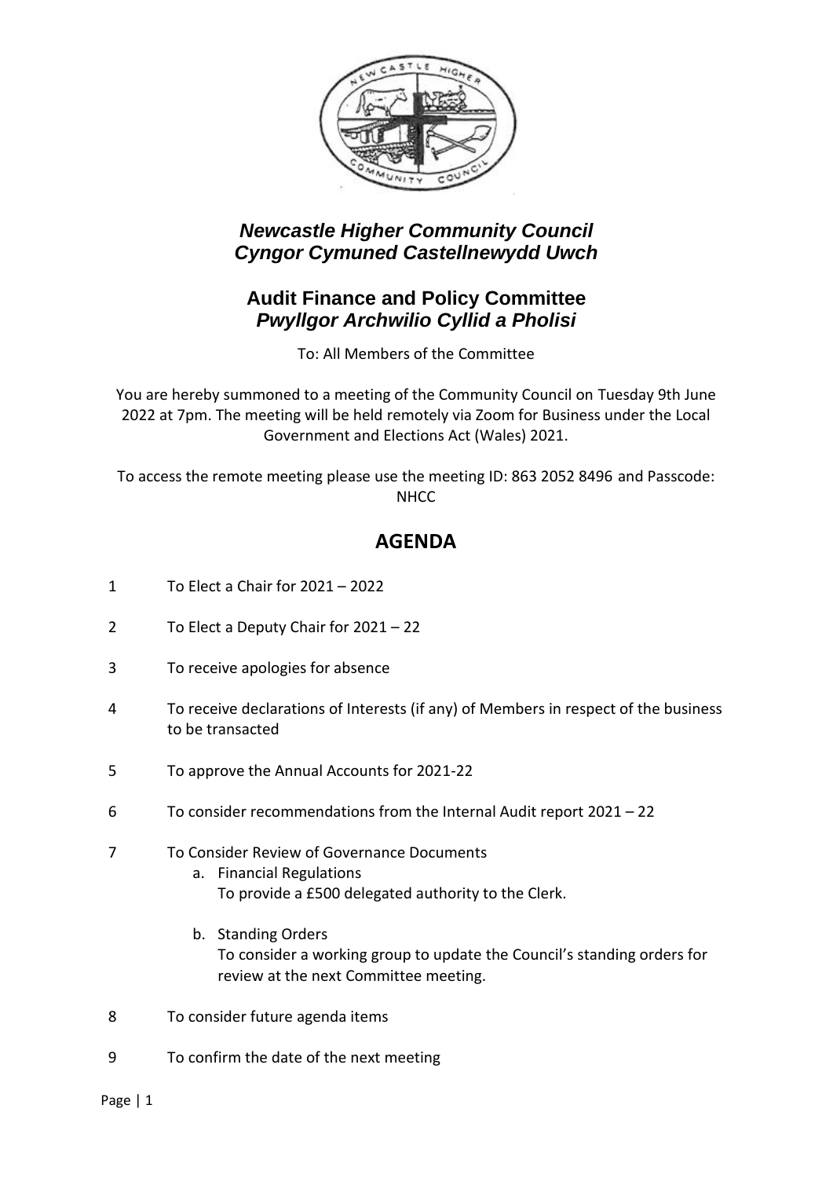# *Newcastle Higher Community Council*
# *Cyngor Cymuned Castellnewydd Uwch*

## Audit Finance and Policy Committee
## *Pwyllgor Archwilio Cyllid a Pholisi*

To: All Members of the Committee

You are hereby summoned to a meeting of the Community Council on Tuesday 9th June 2022 at 7pm. The meeting will be held remotely via Zoom for Business under the Local Government and Elections Act (Wales) 2021.

To access the remote meeting please use the meeting ID: 863 2052 8496 and Passcode: NHCC

## AGENDA

1. To Elect a Chair for 2021 – 2022
2. To Elect a Deputy Chair for 2021 – 22
3. To receive apologies for absence
4. To receive declarations of Interests (if any) of Members in respect of the business to be transacted
5. To approve the Annual Accounts for 2021-22
6. To consider recommendations from the Internal Audit report 2021 – 22
7. To Consider Review of Governance Documents
   a. Financial Regulations
      To provide a £500 delegated authority to the Clerk.
   b. Standing Orders
      To consider a working group to update the Council's standing orders for review at the next Committee meeting.
8. To consider future agenda items
9. To confirm the date of the next meeting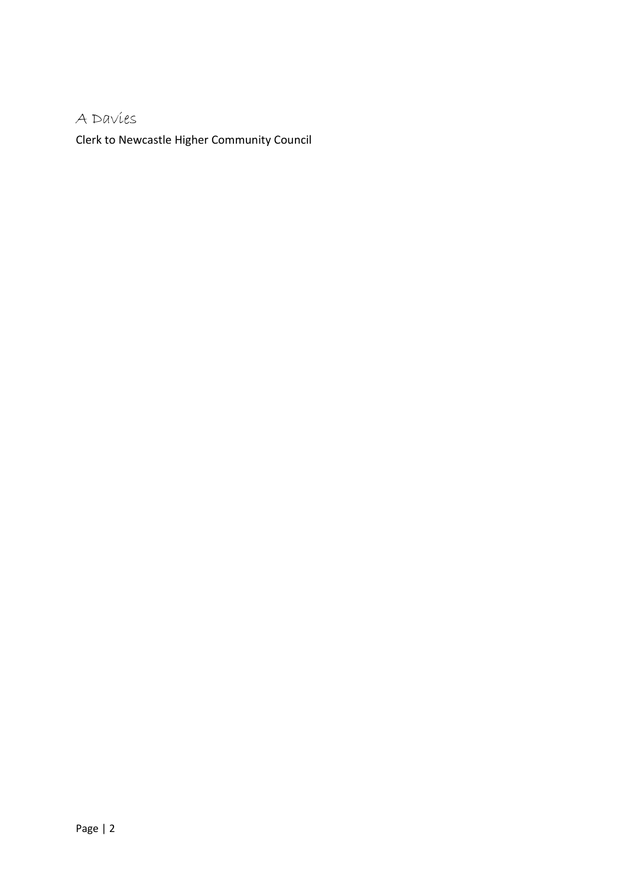A Davies

Clerk to Newcastle Higher Community Council